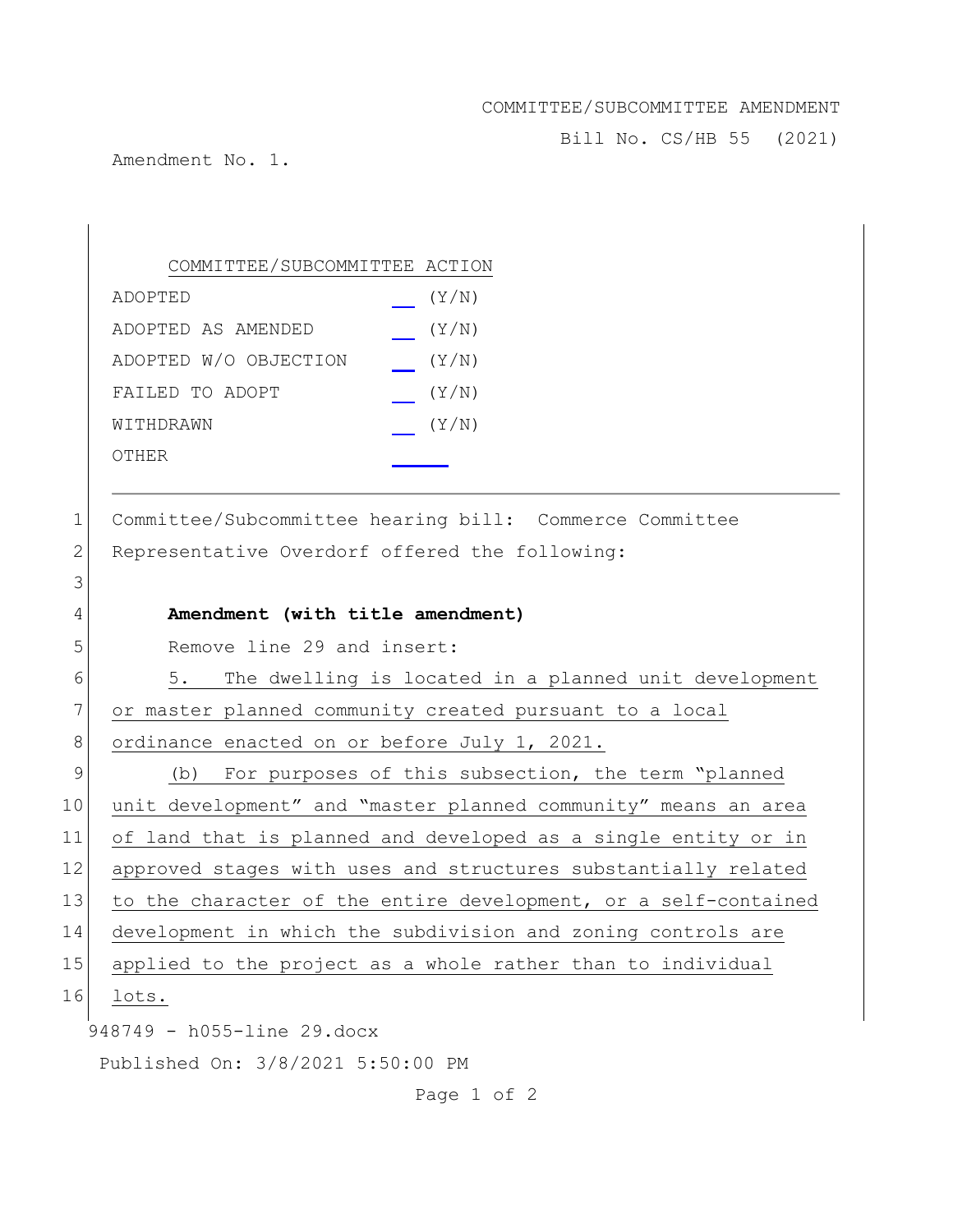COMMITTEE/SUBCOMMITTEE AMENDMENT

Bill No. CS/HB 55 (2021)

Amendment No. 1.

| COMMITTEE/SUBCOMMITTEE ACTION | |
|---|---|
| ADOPTED | ___ (Y/N) |
| ADOPTED AS AMENDED | ___ (Y/N) |
| ADOPTED W/O OBJECTION | ___ (Y/N) |
| FAILED TO ADOPT | ___ (Y/N) |
| WITHDRAWN | ___ (Y/N) |
| OTHER | ______ |

---

1 Committee/Subcommittee hearing bill: Commerce Committee

2 Representative Overdorf offered the following:

3

4 **Amendment (with title amendment)**

5 Remove line 29 and insert:

6 5. The dwelling is located in a planned unit development

7 or master planned community created pursuant to a local

8 ordinance enacted on or before July 1, 2021.

9 (b) For purposes of this subsection, the term "planned

10 unit development" and "master planned community" means an area

11 of land that is planned and developed as a single entity or in

12 approved stages with uses and structures substantially related

13 to the character of the entire development, or a self-contained

14 development in which the subdivision and zoning controls are

15 applied to the project as a whole rather than to individual

16 lots.

948749 - h055-line 29.docx

Published On: 3/8/2021 5:50:00 PM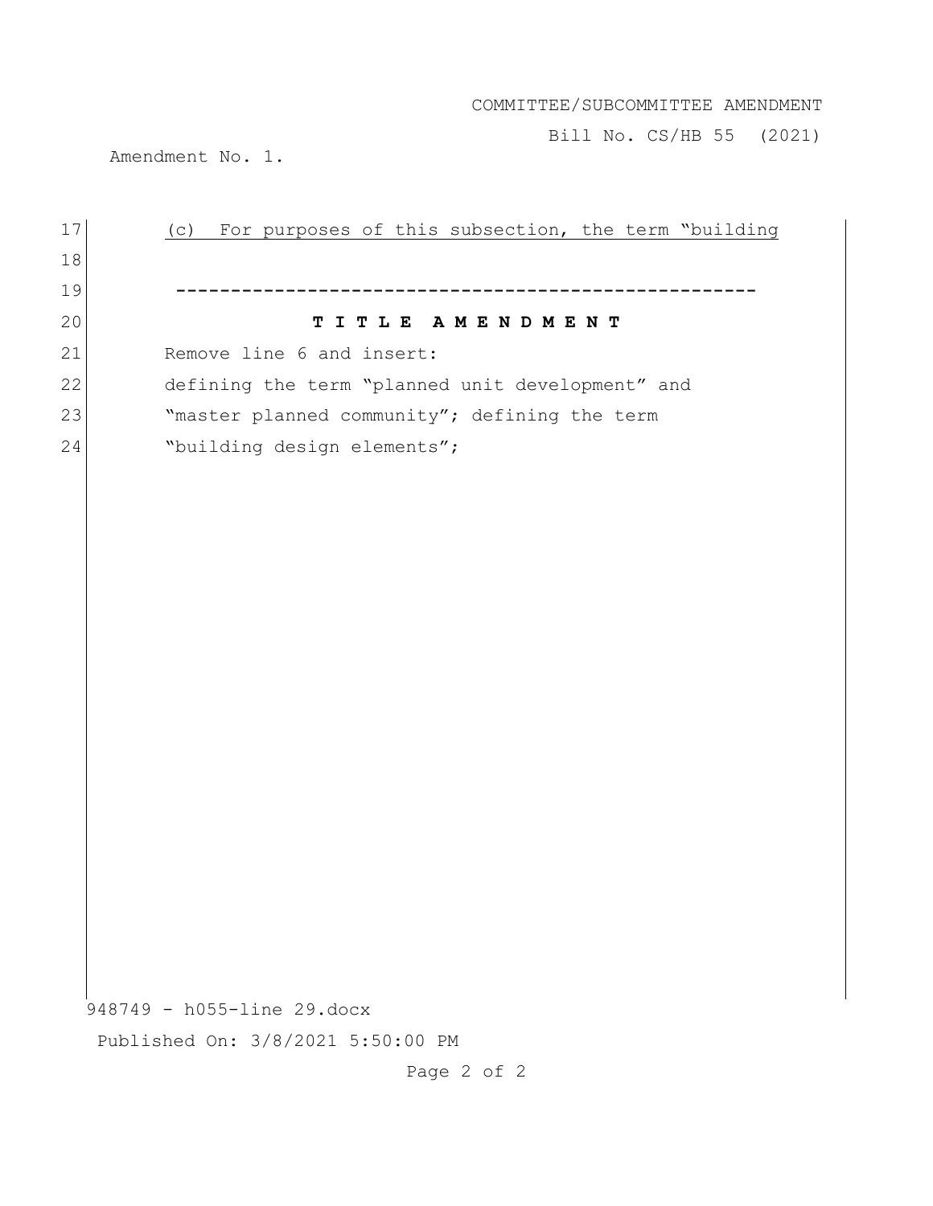17 (c) For purposes of this subsection, the term "building

18

19 -----------------------------------------------------

20 **T I T L E A M E N D M E N T**

21 Remove line 6 and insert:

22 defining the term "planned unit development" and

23 "master planned community"; defining the term

24 "building design elements";

948749 - h055-line 29.docx

Published On: 3/8/2021 5:50:00 PM